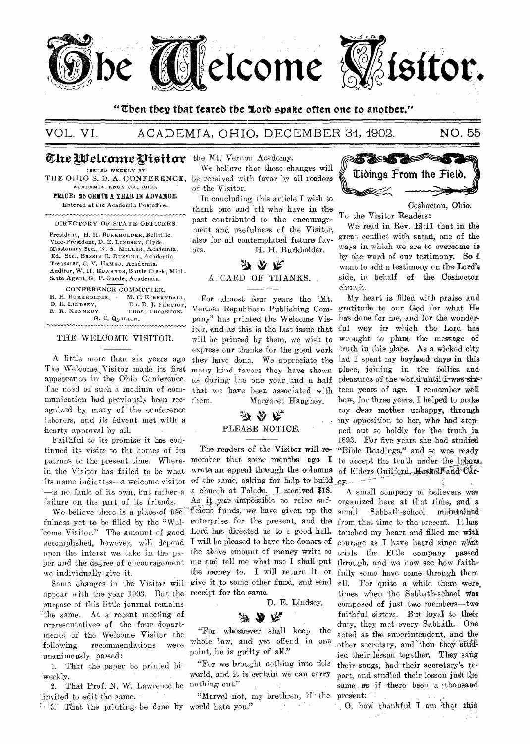# The Welcome Visitor.

"Then they that feared the Lord spake often one to another."

VOL. VI. ACADEMIA, OHIO, DECEMBER 31, 1902. NO. 55

## The Welcome Visitor

ISSUED WEEKLY BY
THE OHIO S. D. A. CONFERENCE,
ACADEMIA, KNOX CO., OHIO.

**PRICE: 25 CENTS A YEAR IN ADVANCE.**
Entered at the Academia Postoffice.

DIRECTORY OF STATE OFFICERS.

President, H. H. BURKHOLDER, Bellville.
Vice-President, D. E. LINDSEY, Clyde.
Missionary Sec., N. S. MILLER, Academia.
Ed. Sec., BESSIE E. RUSSELL, Academia.
Treasurer, C. V. HAMER, Academia.
Auditor, W. H. EDWARDS, Battle Creek, Mich.
State Agent, G. P. Gaede, Academia.

CONFERENCE COMMITTEE.

H. H. BURKHOLDER, M. C. KIRKENDALL,
D. E. LINDSEY, DR. B. J. FERCIOT,
R. R. KENNEDY, THOS. THORNTON,
G. C. QUILLIN.

### THE WELCOME VISITOR.

A little more than six years ago The Welcome Visitor made its first appearance in the Ohio Conference. The need of such a medium of communication had previously been recognized by many of the conference laborers, and its advent met with a hearty approval by all.

Faithful to its promise it has continued its visits to tht homes of its patrons to the present time. Wherein the Visitor has failed to be what its name indicates—a welcome visitor—is no fault of its own, but rather a failure on the part of its friends.

We believe there is a place of usefulness yet to be filled by the "Welcome Visitor." The amount of good accomplished, however, will depend upon the interst we take in the paper and the degree of encouragement we individually give it.

Some changes in the Visitor will appear with the year 1903. But the purpose of this little journal remains the same. At a recent meeting of representatives of the four departments of the Welcome Visitor the following recommendations were unanimously passed:

1. That the paper be printed bi-weekly.
2. That Prof. N. W. Lawrence be invited to edit the same.
3. That the printing be done by the Mt. Vernon Academy.

We believe that these changes will be received with favor by all readers of the Visitor.

In concluding this article I wish to thank one and all who have in the past contributed to the encouragement and usefulness of the Visitor, also for all contemplated future favors.

H. H. Burkholder.

### A CARD OF THANKS.

For almost four years the 'Mt. Vernon Republican Publishing Company" has printed the Welcome Visitor, and as this is the last issue that will be printed by them, we wish to express our thanks for the good work they have done. We appreciate the many kind favors they have shown us during the one year and a half that we have been associated with them.

Margaret Haughey.

### PLEASE NOTICE.

The readers of the Visitor will remember that some months ago I wrote an appeal through the columns of the same, asking for help to build a church at Toledo. I received $18. As it was impossible to raise sufficient funds, we have given up the enterprise for the present, and the Lord has directed us to a good hall. I will be pleased to have the donors of the above amount of money write to me and tell me what use I shall put the money to. I will return it, or give it to some other fund, and send receipt for the same.

D. E. Lindsey.

"For whosoever shall keep the whole law, and yet offend in one point, he is guilty of all."

"For we brought nothing into this world, and it is certain we can carry nothing out."

"Marvel not, my brethren, if the world hate you."

## Tidings From the Field.

Coshocton, Ohio.

To the Visitor Readers:

We read in Rev. 12:11 that in the great conflict with satan, one of the ways in which we are to overcome is by the word of our testimony. So I want to add a testimony on the Lord's side, in behalf of the Coshocton church.

My heart is filled with praise and gratitude to our God for what He has done for me, and for the wonderful way in which the Lord has wrought to plant the message of truth in this place. As a wicked city lad I spent my boyhood days in this place, joining in the follies and pleasures of the world until I was sixteen years of age. I remember well how, for three years, I helped to make my dear mother unhappy, through my opposition to her, who had stepped out so boldly for the truth in 1893. For five years she had studied "Bible Readings," and so was ready to accept the truth under the labors of Elders Guilford, Haskell and Carey.

A small company of believers was organized here at that time, and a small Sabbath-school maintained from that time to the present. It has touched my heart and filled me with courage as I have heard since what trials the little company passed through, and we now see how faithfully some have come through them all. For quite a while there were times when the Sabbath-school was composed of just two members—two faithful sisters. But loyal to their duty, they met every Sabbath. One acted as the superintendent, and the other secretary, and then they studied their lesson together. They sang their songs, had their secretary's report, and studied their lesson just the same as if there been a thousand present.

O, how thankful I am that this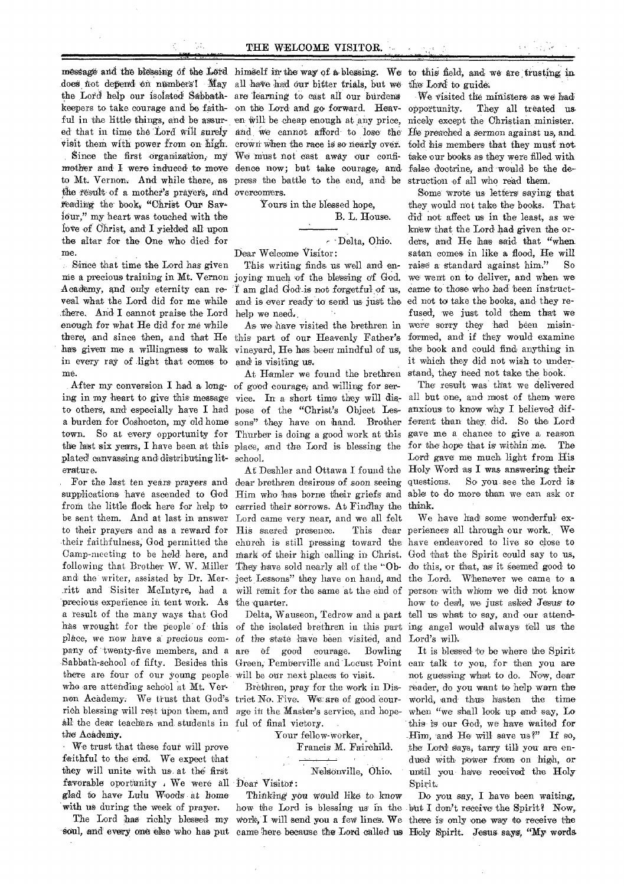message and the blessing of the Lord does not depend on numbers! May the Lord help our isolated Sabbath-keepers to take courage and be faithful in the little things, and be assured that in time the Lord will surely visit them with power from on high.

Since the first organization, my mother and I were induced to move to Mt. Vernon. And while there, as the result of a mother's prayers, and reading the book, "Christ Our Saviour," my heart was touched with the love of Christ, and I yielded all upon the altar for the One who died for me.

Since that time the Lord has given me a precious training in Mt. Vernon Academy, and only eternity can reveal what the Lord did for me while there. And I cannot praise the Lord enough for what He did for me while there, and since then, and that He has given me a willingness to walk in every ray of light that comes to me.

After my conversion I had a longing in my heart to give this message to others, and especially have I had a burden for Coshocton, my old home town. So at every opportunity for the last six years, I have been at this plated canvassing and distributing literature.

For the last ten years prayers and supplications have ascended to God from the little flock here for help to be sent them. And at last in answer to their prayers and as a reward for their faithfulness, God permitted the Camp-meeting to be held here, and following that Brother W. W. Miller and the writer, assisted by Dr. Merritt and Sister McIntyre, had a precious experience in tent work. As a result of the many ways that God has wrought for the people of this place, we now have a precious company of twenty-five members, and a Sabbath-school of fifty. Besides this there are four of our young people who are attending school at Mt. Vernon Academy. We trust that God's rich blessing will rest upon them, and all the dear teachers and students in the Academy.

We trust that these four will prove faithful to the end. We expect that they will unite with us at the first favorable oportunity. We were all glad to have Lulu Woods at home with us during the week of prayer.

The Lord has richly blessed my soul, and every one else who has put himself in the way of a blessing. We all have had our bitter trials, but we are learning to cast all our burdens on the Lord and go forward. Heaven will be cheap enough at any price, and we cannot afford to lose the crown when the race is so nearly over. We must not cast away our confidence now; but take courage, and press the battle to the end, and be overcomers.

Yours in the blessed hope,

B. L. House.

---

Delta, Ohio.

Dear Welcome Visitor:

This writing finds us well and enjoying much of the blessing of God. I am glad God is not forgetful of us, and is ever ready to send us just the help we need.

As we have visited the brethren in this part of our Heavenly Father's vineyard, He has been mindful of us, and is visiting us.

At Hamler we found the brethren of good courage, and willing for service. In a short time they will dispose of the "Christ's Object Lessons" they have on hand. Brother Thurber is doing a good work at this place, and the Lord is blessing the school.

At Deshler and Ottawa I found the dear brethren desirous of soon seeing Him who has borne their griefs and carried their sorrows. At Findlay the Lord came very near, and we all felt His sacred presence. This dear church is still pressing toward the mark of their high calling in Christ. They have sold nearly all of the "Object Lessons" they have on hand, and will remit for the same at the end of the quarter.

Delta, Wauseon, Tedrow and a part of the isolated brethren in this part of the state have been visited, and are of good courage. Bowling Green, Pemberville and Locust Point will be our next places to visit.

Brethren, pray for the work in District No. Five. We are of good courage in the Master's service, and hopeful of final victory.

Your fellow-worker,

Francis M. Fairchild.

---

Nelsonville, Ohio.

Dear Visitor:

Thinking you would like to know how the Lord is blessing us in the work, I will send you a few lines. We came here because the Lord called us to this field, and we are trusting in the Lord to guide.

We visited the ministers as we had opportunity. They all treated us nicely except the Christian minister. He preached a sermon against us, and told his members that they must not take our books as they were filled with false doctrine, and would be the destruction of all who read them.

Some wrote us letters saying that they would not take the books. That did not affect us in the least, as we knew that the Lord had given the orders, and He has said that "when satan comes in like a flood, He will raise a standard against him." So we went on to deliver, and when we came to those who had been instructed not to take the books, and they refused, we just told them that we were sorry they had been misinformed, and if they would examine the book and could find anything in it which they did not wish to understand, they need not take the book.

The result was that we delivered all but one, and most of them were anxious to know why I believed different than they did. So the Lord gave me a chance to give a reason for the hope that is within me. The Lord gave me much light from His Holy Word as I was answering their questions. So you see the Lord is able to do more than we can ask or think.

We have had some wonderful experiences all through our work. We have endeavored to live so close to God that the Spirit could say to us, do this, or that, as it seemed good to the Lord. Whenever we came to a person with whom we did not know how to deal, we just asked Jesus to tell us what to say, and our attending angel would always tell us the Lord's will.

It is blessed to be where the Spirit can talk to you, for then you are not guessing what to do. Now, dear reader, do you want to help warn the world, and thus hasten the time when "we shall look up and say, Lo this is our God, we have waited for Him, and He will save us?" If so, the Lord says, tarry till you are endued with power from on high, or until you have received the Holy Spirit.

Do you say, I have been waiting, but I don't receive the Spirit? Now, there is only one way to receive the Holy Spirit. Jesus says, "My words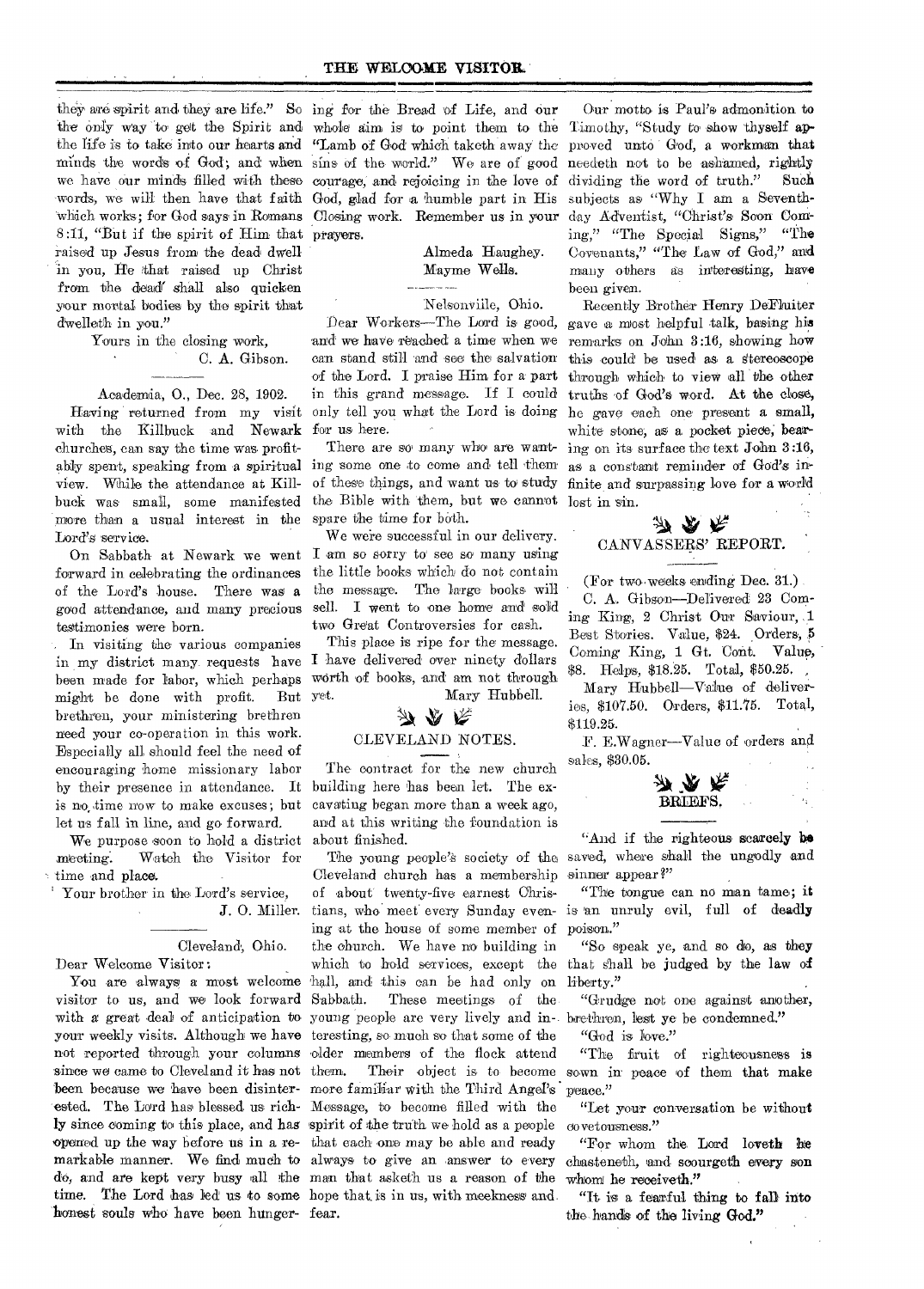they are spirit and they are life." So the only way to get the Spirit and the life is to take into our hearts and minds the words of God; and when we have our minds filled with these words, we will then have that faith which works; for God says in Romans 8:11, "But if the spirit of Him that raised up Jesus from the dead dwell in you, He that raised up Christ from the dead shall also quicken your mortal bodies by the spirit that dwelleth in you."

Yours in the closing work,
C. A. Gibson.

---

Academia, O., Dec. 28, 1902.

Having returned from my visit with the Killbuck and Newark churches, can say the time was profitably spent, speaking from a spiritual view. While the attendance at Killbuck was small, some manifested more than a usual interest in the Lord's service.

On Sabbath at Newark we went forward in celebrating the ordinances of the Lord's house. There was a good attendance, and many precious testimonies were born.

In visiting the various companies in my district many requests have been made for labor, which perhaps might be done with profit. But brethren, your ministering brethren need your co-operation in this work. Especially all should feel the need of encouraging home missionary labor by their presence in attendance. It is no time now to make excuses; but let us fall in line, and go forward.

We purpose soon to hold a district meeting. Watch the Visitor for time and place.

Your brother in the Lord's service,
J. O. Miller.

---

Cleveland, Ohio.

Dear Welcome Visitor:

You are always a most welcome visitor to us, and we look forward with a great deal of anticipation to your weekly visits. Although we have not reported through your columns since we came to Cleveland it has not been because we have been disinterested. The Lord has blessed us richly since coming to this place, and has opened up the way before us in a remarkable manner. We find much to do, and are kept very busy all the time. The Lord has led us to some honest souls who have been hungering for the Bread of Life, and our whole aim is to point them to the "Lamb of God which taketh away the sins of the world." We are of good courage, and rejoicing in the love of God, glad for a humble part in His Closing work. Remember us in your prayers.

Almeda Haughey.
Mayme Wells.

---

Nelsonville, Ohio.

Dear Workers—The Lord is good, and we have reached a time when we can stand still and see the salvation of the Lord. I praise Him for a part in this grand message. If I could only tell you what the Lord is doing for us here.

There are so many who are wanting some one to come and tell them of these things, and want us to study the Bible with them, but we cannot spare the time for both.

We were successful in our delivery. I am so sorry to see so many using the little books which do not contain the message. The large books will sell. I went to one home and sold two Great Controversies for cash.

This place is ripe for the message. I have delivered over ninety dollars worth of books, and am not through yet.

Mary Hubbell.

## CLEVELAND NOTES.

The contract for the new church building here has been let. The excavating began more than a week ago, and at this writing the foundation is about finished.

The young people's society of the Cleveland church has a membership of about twenty-five earnest Christians, who meet every Sunday evening at the house of some member of the church. We have no building in which to hold services, except the hall, and this can be had only on Sabbath. These meetings of the young people are very lively and interesting, so much so that some of the older members of the flock attend them. Their object is to become more familiar with the Third Angel's Message, to become filled with the spirit of the truth we hold as a people that each one may be able and ready always to give an answer to every man that asketh us a reason of the hope that is in us, with meekness and fear.

Our motto is Paul's admonition to Timothy, "Study to show thyself approved unto God, a workman that needeth not to be ashamed, rightly dividing the word of truth." Such subjects as "Why I am a Seventh-day Adventist, "Christ's Soon Coming," "The Special Signs," "The Covenants," "The Law of God," and many others as interesting, have been given.

Recently Brother Henry DeFluiter gave a most helpful talk, basing his remarks on John 3:16, showing how this could be used as a stereoscope through which to view all the other truths of God's word. At the close, he gave each one present a small, white stone, as a pocket piece, bearing on its surface the text John 3:16, as a constant reminder of God's infinite and surpassing love for a world lost in sin.

## CANVASSERS' REPORT.

(For two weeks ending Dec. 31.)

C. A. Gibson—Delivered 23 Coming King, 2 Christ Our Saviour, 1 Best Stories. Value, $24. Orders, 5 Coming King, 1 Gt. Cont. Value, $8. Helps, $18.25. Total, $50.25.

Mary Hubbell—Value of deliveries, $107.50. Orders, $11.75. Total, $119.25.

F. E. Wagner—Value of orders and sales, $30.05.

## BRIEFS.

"And if the righteous scarcely be saved, where shall the ungodly and sinner appear?"

"The tongue can no man tame; it is an unruly evil, full of deadly poison."

"So speak ye, and so do, as they that shall be judged by the law of liberty."

"Grudge not one against another, brethren, lest ye be condemned."

"God is love."

"The fruit of righteousness is sown in peace of them that make peace."

"Let your conversation be without covetousness."

"For whom the Lord loveth he chasteneth, and scourgeth every son whom he receiveth."

"It is a fearful thing to fall into the hands of the living God."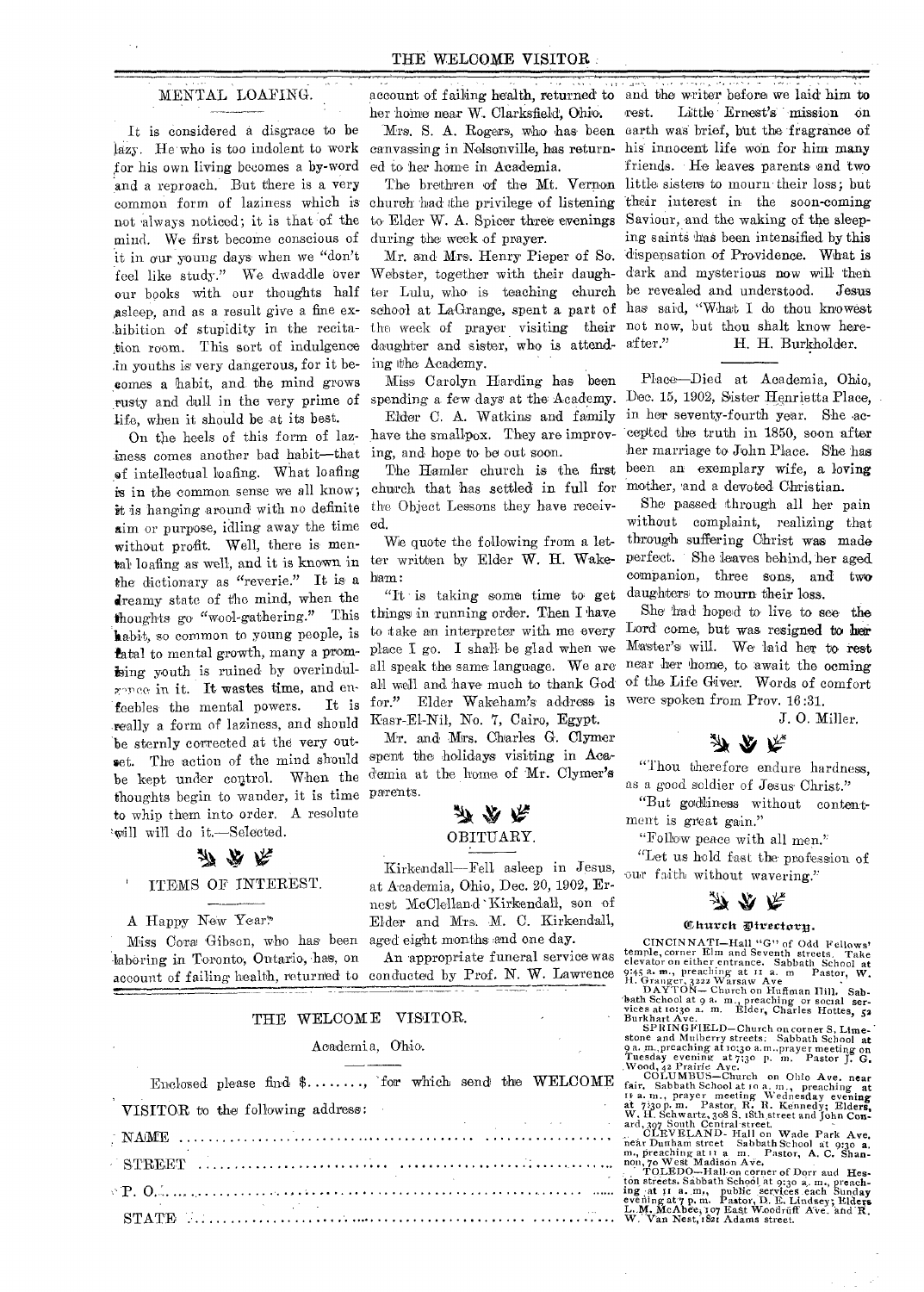## MENTAL LOAFING.

It is considered a disgrace to be lazy. He who is too indolent to work for his own living becomes a by-word and a reproach. But there is a very common form of laziness which is not always noticed; it is that of the mind. We first become conscious of it in our young days when we "don't feel like study." We dwaddle over our books with our thoughts half asleep, and as a result give a fine exhibition of stupidity in the recitation room. This sort of indulgence in youths is very dangerous, for it becomes a habit, and the mind grows rusty and dull in the very prime of life, when it should be at its best.

On the heels of this form of laziness comes another bad habit—that of intellectual loafing. What loafing is in the common sense we all know; it is hanging around with no definite aim or purpose, idling away the time without profit. Well, there is mental loafing as well, and it is known in the dictionary as "reverie." It is a dreamy state of the mind, when the thoughts go "wool-gathering." This habit, so common to young people, is fatal to mental growth, many a promising youth is ruined by overindulgence in it. It wastes time, and enfeebles the mental powers. It is really a form of laziness, and should be sternly corrected at the very outset. The action of the mind should be kept under control. When the thoughts begin to wander, it is time to whip them into order. A resolute will will do it.—Selected.

## ITEMS OF INTEREST.

A Happy New Year!

Miss Cora Gibson, who has been laboring in Toronto, Ontario, has, on account of failing health, returned to her home near W. Clarksfield, Ohio.

Mrs. S. A. Rogers, who has been canvassing in Nelsonville, has returned to her home in Academia.

The brethren of the Mt. Vernon church had the privilege of listening to Elder W. A. Spicer three evenings during the week of prayer.

Mr. and Mrs. Henry Pieper of So. Webster, together with their daughter Lulu, who is teaching church school at LaGrange, spent a part of the week of prayer visiting their daughter and sister, who is attending the Academy.

Miss Carolyn Harding has been spending a few days at the Academy.

Elder C. A. Watkins and family have the smallpox. They are improving, and hope to be out soon.

The Hamler church is the first church that has settled in full for the Object Lessons they have received.

We quote the following from a letter written by Elder W. H. Wakeham:

"It is taking some time to get things in running order. Then I have to take an interpreter with me every place I go. I shall be glad when we all speak the same language. We are all well and have much to thank God for." Elder Wakeham's address is Kasr-El-Nil, No. 7, Cairo, Egypt.

Mr. and Mrs. Charles G. Clymer spent the holidays visiting in Academia at the home of Mr. Clymer's parents.

## OBITUARY.

Kirkendall—Fell asleep in Jesus, at Academia, Ohio, Dec. 20, 1902, Ernest McClelland Kirkendall, son of Elder and Mrs. M. C. Kirkendall, aged eight months and one day.

An appropriate funeral service was conducted by Prof. N. W. Lawrence and the writer before we laid him to rest. Little Ernest's mission on earth was brief, but the fragrance of his innocent life won for him many friends. He leaves parents and two little sisters to mourn their loss; but their interest in the soon-coming Saviour, and the waking of the sleeping saints has been intensified by this dispensation of Providence. What is dark and mysterious now will then be revealed and understood. Jesus has said, "What I do thou knowest not now, but thou shalt know hereafter."

H. H. Burkholder.

Place—Died at Academia, Ohio, Dec. 15, 1902, Sister Henrietta Place, in her seventy-fourth year. She accepted the truth in 1850, soon after her marriage to John Place. She has been an exemplary wife, a loving mother, and a devoted Christian.

She passed through all her pain without complaint, realizing that through suffering Christ was made perfect. She leaves behind, her aged companion, three sons, and two daughters to mourn their loss.

She had hoped to live to see the Lord come, but was resigned to her Master's will. We laid her to rest near her home, to await the coming of the Life Giver. Words of comfort were spoken from Prov. 16:31.

J. O. Miller.

"Thou therefore endure hardness, as a good soldier of Jesus Christ."

"But godliness without contentment is great gain."

"Follow peace with all men."

"Let us hold fast the profession of our faith without wavering."

## Church Directory.

CINCINNATI—Hall "G" of Odd Fellows' temple, corner Elm and Seventh streets. Take elevator on either entrance. Sabbath School at 9:45 a. m., preaching at 11 a. m. Pastor, W. H. Granger, 3222 Warsaw Ave.

DAYTON—Church on Hufman Hill. Sabbath School at 9 a. m., preaching or social services at 10:30 a. m. Elder, Charles Hottes, 52 Burkhart Ave.

SPRINGFIELD—Church on corner S. Limestone and Mulberry streets. Sabbath School at 9 a. m., preaching at 10:30 a.m., prayer meeting on Tuesday evening at 7:30 p. m. Pastor J. G. Wood, 42 Prairie Ave.

COLUMBUS—Church on Ohio Ave. near fair. Sabbath School at 10 a. m., preaching at 11 a. m., prayer meeting Wednesday evening at 7:30 p. m. Pastor, R. R. Kennedy; Elders, W. H. Schwartz, 308 S. 18th street and John Conard, 307 South Central street.

CLEVELAND—Hall on Wade Park Ave. near Dunham street. Sabbath School at 9:30 a. m., preaching at 11 a. m. Pastor, A. C. Shannon, 70 West Madison Ave.

TOLEDO—Hall on corner of Dorr and Heston streets. Sabbath School at 9:30 a. m., preaching at 11 a. m., public services each Sunday evening at 7 p. m. Pastor, D. E. Lindsey; Elders L. M. McAbee, 107 East Woodruff Ave. and R. W. Van Nest, 1821 Adams street.

---

THE WELCOME VISITOR.

Academia, Ohio.

Enclosed please find $........, for which send the WELCOME VISITOR to the following address:

NAME ..........................................................................

STREET ........................................................................

P. O. ...........................................................................

STATE .........................................................................